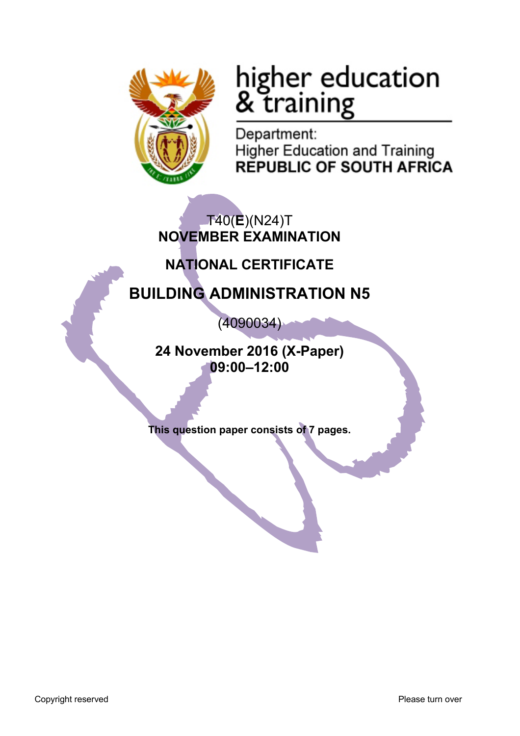higher education & training

Department:
Higher Education and Training
**REPUBLIC OF SOUTH AFRICA**

T40(**E**)(N24)T
**NOVEMBER EXAMINATION**

**NATIONAL CERTIFICATE**

# BUILDING ADMINISTRATION N5

(4090034)

**24 November 2016 (X-Paper)**
**09:00–12:00**

**This question paper consists of 7 pages.**

Copyright reserved

Please turn over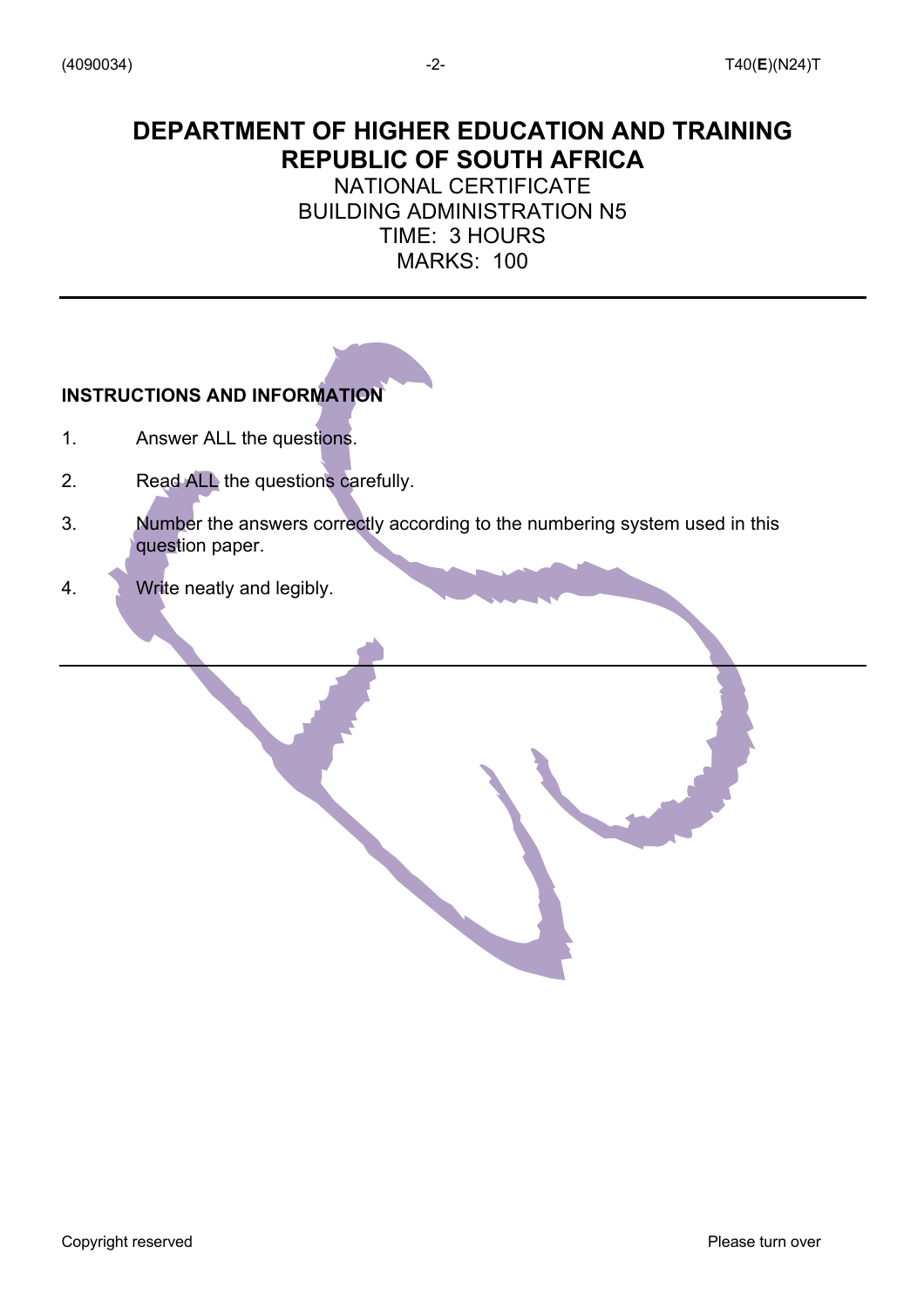# DEPARTMENT OF HIGHER EDUCATION AND TRAINING
# REPUBLIC OF SOUTH AFRICA

NATIONAL CERTIFICATE
BUILDING ADMINISTRATION N5
TIME: 3 HOURS
MARKS: 100

---

**INSTRUCTIONS AND INFORMATION**

1. Answer ALL the questions.

2. Read ALL the questions carefully.

3. Number the answers correctly according to the numbering system used in this question paper.

4. Write neatly and legibly.

---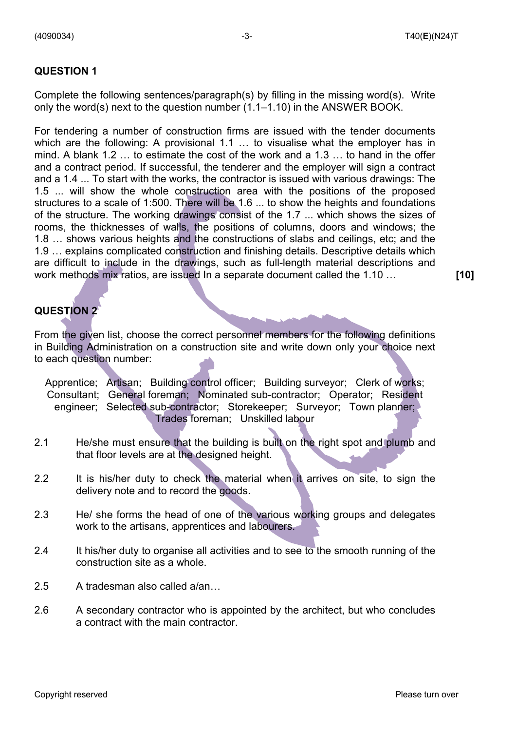## QUESTION 1

Complete the following sentences/paragraph(s) by filling in the missing word(s). Write only the word(s) next to the question number (1.1–1.10) in the ANSWER BOOK.

For tendering a number of construction firms are issued with the tender documents which are the following: A provisional 1.1 … to visualise what the employer has in mind. A blank 1.2 … to estimate the cost of the work and a 1.3 … to hand in the offer and a contract period. If successful, the tenderer and the employer will sign a contract and a 1.4 ... To start with the works, the contractor is issued with various drawings: The 1.5 ... will show the whole construction area with the positions of the proposed structures to a scale of 1:500. There will be 1.6 ... to show the heights and foundations of the structure. The working drawings consist of the 1.7 ... which shows the sizes of rooms, the thicknesses of walls, the positions of columns, doors and windows; the 1.8 … shows various heights and the constructions of slabs and ceilings, etc; and the 1.9 … explains complicated construction and finishing details. Descriptive details which are difficult to include in the drawings, such as full-length material descriptions and work methods mix ratios, are issued In a separate document called the 1.10 … **[10]**

## QUESTION 2

From the given list, choose the correct personnel members for the following definitions in Building Administration on a construction site and write down only your choice next to each question number:

Apprentice; Artisan; Building control officer; Building surveyor; Clerk of works; Consultant; General foreman; Nominated sub-contractor; Operator; Resident engineer; Selected sub-contractor; Storekeeper; Surveyor; Town planner; Trades foreman; Unskilled labour

2.1 He/she must ensure that the building is built on the right spot and plumb and that floor levels are at the designed height.

2.2 It is his/her duty to check the material when it arrives on site, to sign the delivery note and to record the goods.

2.3 He/ she forms the head of one of the various working groups and delegates work to the artisans, apprentices and labourers.

2.4 It his/her duty to organise all activities and to see to the smooth running of the construction site as a whole.

2.5 A tradesman also called a/an…

2.6 A secondary contractor who is appointed by the architect, but who concludes a contract with the main contractor.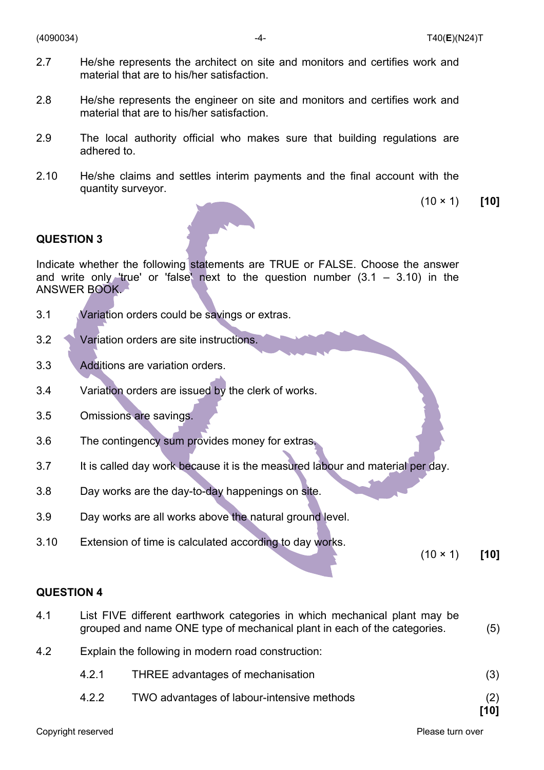2.7 He/she represents the architect on site and monitors and certifies work and material that are to his/her satisfaction.

2.8 He/she represents the engineer on site and monitors and certifies work and material that are to his/her satisfaction.

2.9 The local authority official who makes sure that building regulations are adhered to.

2.10 He/she claims and settles interim payments and the final account with the quantity surveyor.

(10 × 1) **[10]**

## QUESTION 3

Indicate whether the following statements are TRUE or FALSE. Choose the answer and write only 'true' or 'false' next to the question number (3.1 – 3.10) in the ANSWER BOOK.

3.1 Variation orders could be savings or extras.

3.2 Variation orders are site instructions.

3.3 Additions are variation orders.

3.4 Variation orders are issued by the clerk of works.

3.5 Omissions are savings.

3.6 The contingency sum provides money for extras.

3.7 It is called day work because it is the measured labour and material per day.

3.8 Day works are the day-to-day happenings on site.

3.9 Day works are all works above the natural ground level.

3.10 Extension of time is calculated according to day works.

(10 × 1) **[10]**

## QUESTION 4

4.1 List FIVE different earthwork categories in which mechanical plant may be grouped and name ONE type of mechanical plant in each of the categories. (5)

4.2 Explain the following in modern road construction:

4.2.1 THREE advantages of mechanisation (3)

4.2.2 TWO advantages of labour-intensive methods (2)

**[10]**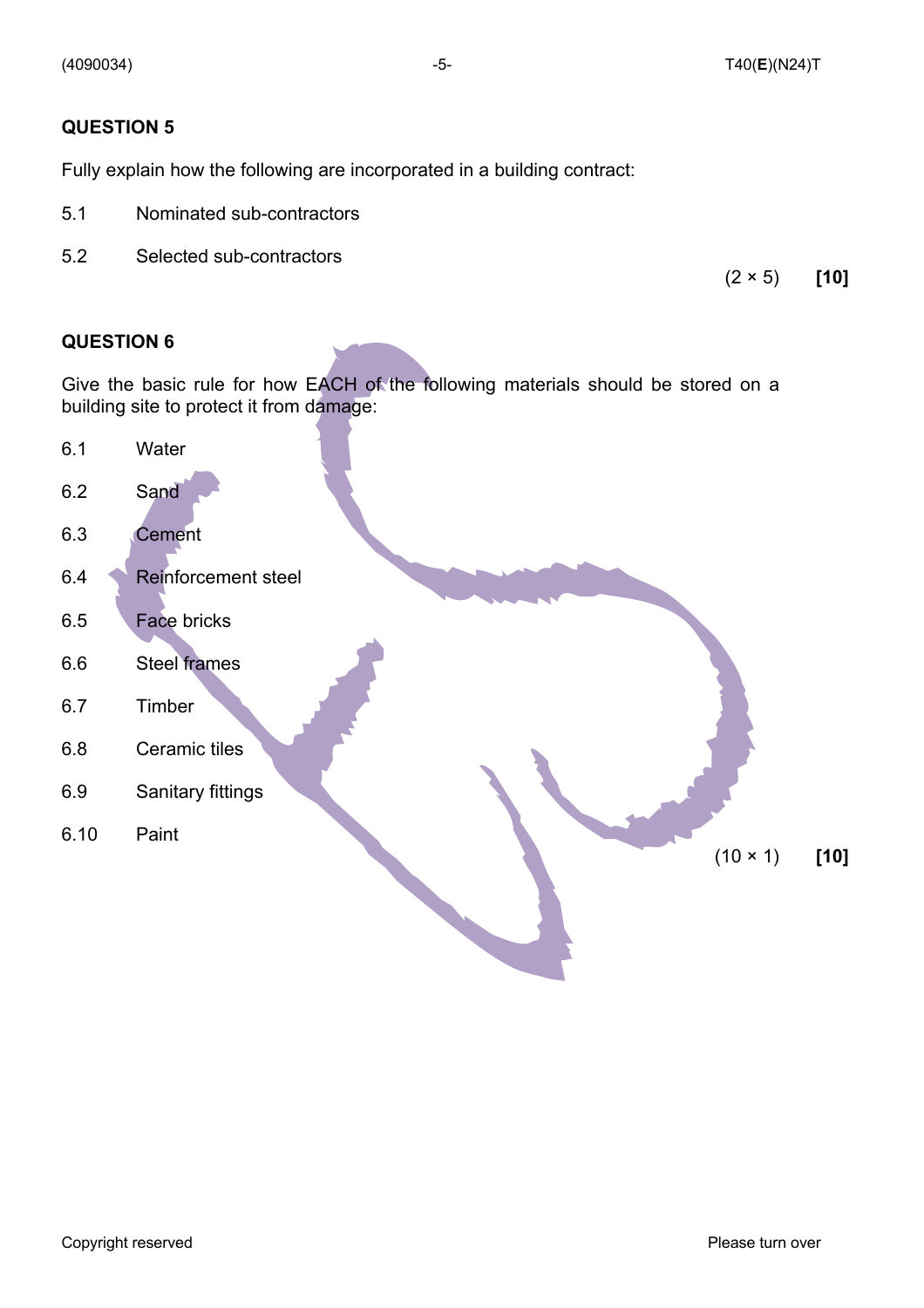## QUESTION 5

Fully explain how the following are incorporated in a building contract:

5.1 Nominated sub-contractors

5.2 Selected sub-contractors

(2 × 5) **[10]**

## QUESTION 6

Give the basic rule for how EACH of the following materials should be stored on a building site to protect it from damage:

6.1 Water

6.2 Sand

6.3 Cement

6.4 Reinforcement steel

6.5 Face bricks

6.6 Steel frames

6.7 Timber

6.8 Ceramic tiles

6.9 Sanitary fittings

6.10 Paint

(10 × 1) **[10]**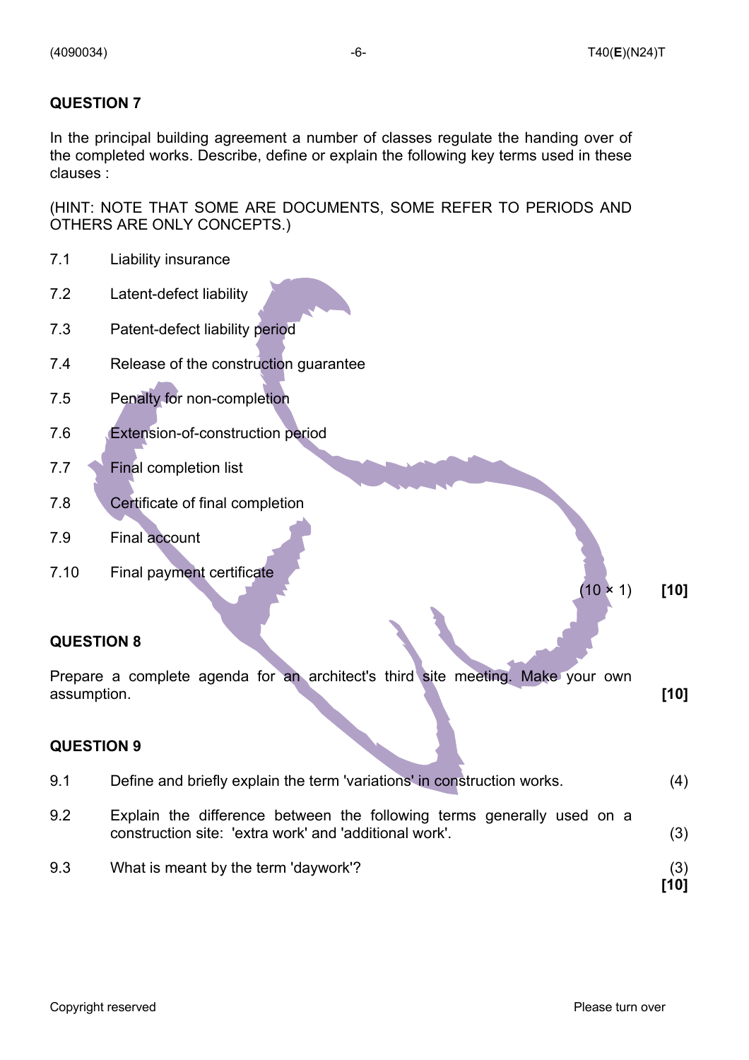## QUESTION 7

In the principal building agreement a number of classes regulate the handing over of the completed works. Describe, define or explain the following key terms used in these clauses :

(HINT: NOTE THAT SOME ARE DOCUMENTS, SOME REFER TO PERIODS AND OTHERS ARE ONLY CONCEPTS.)

7.1 Liability insurance

7.2 Latent-defect liability

7.3 Patent-defect liability period

7.4 Release of the construction guarantee

7.5 Penalty for non-completion

7.6 Extension-of-construction period

7.7 Final completion list

7.8 Certificate of final completion

7.9 Final account

7.10 Final payment certificate

(10 × 1) **[10]**

## QUESTION 8

Prepare a complete agenda for an architect's third site meeting. Make your own assumption. **[10]**

## QUESTION 9

9.1 Define and briefly explain the term 'variations' in construction works. (4)

9.2 Explain the difference between the following terms generally used on a construction site: 'extra work' and 'additional work'. (3)

9.3 What is meant by the term 'daywork'? (3)

**[10]**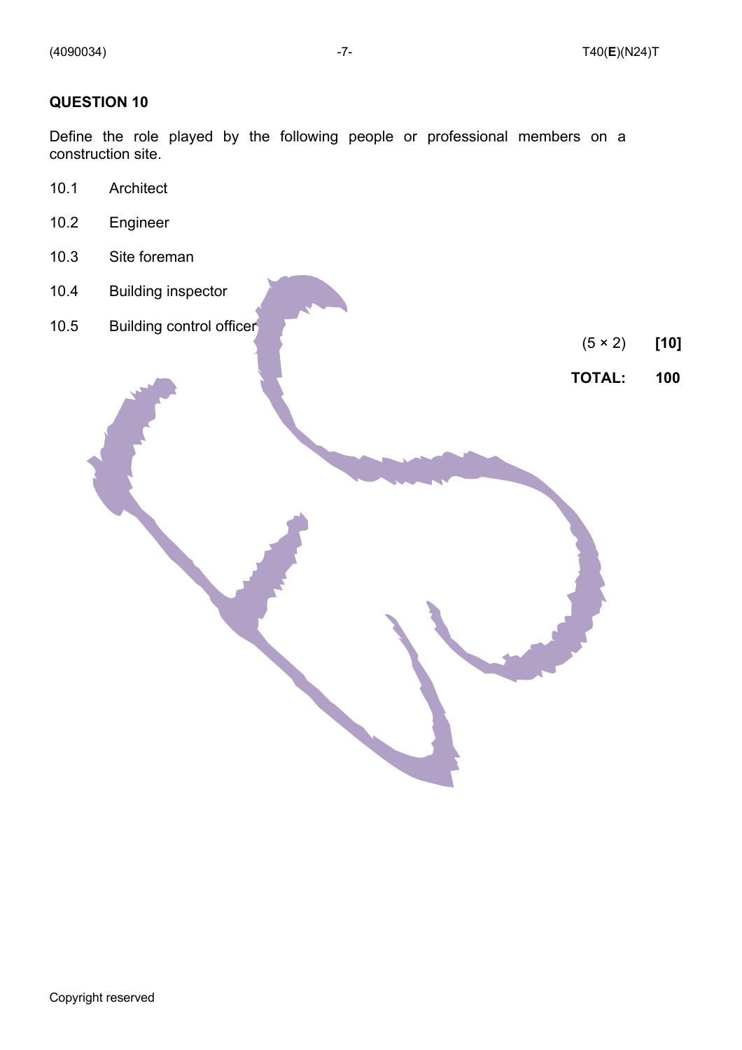## QUESTION 10

Define the role played by the following people or professional members on a construction site.

10.1 Architect

10.2 Engineer

10.3 Site foreman

10.4 Building inspector

10.5 Building control officer

(5 × 2) **[10]**

**TOTAL: 100**